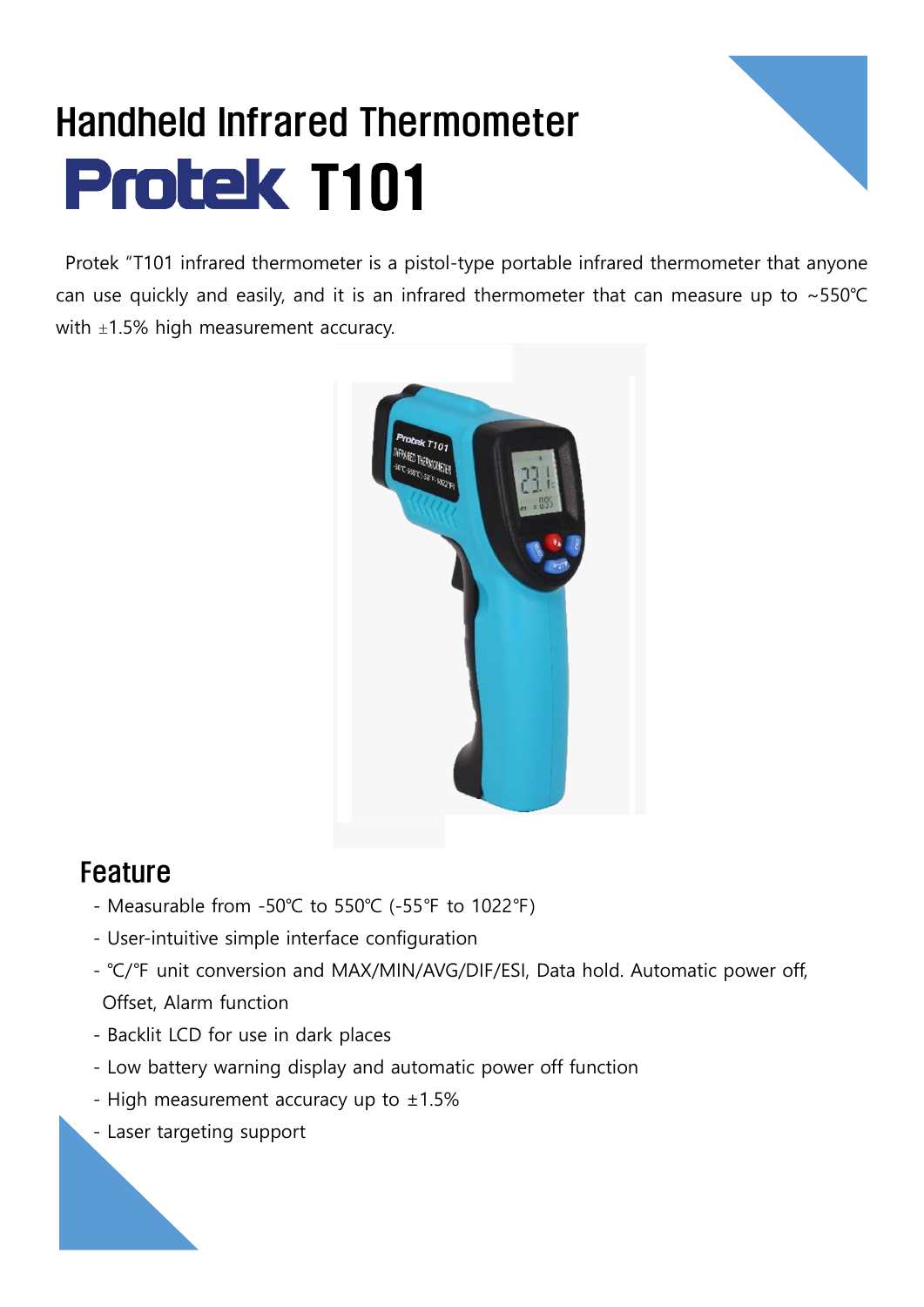# Handheld Infrared Thermometer

# Protek T101

Protek "T101 infrared thermometer is a pistol-type portable infrared thermometer that anyone can use quickly and easily, and it is an infrared thermometer that can measure up to ~550℃ with ±1.5% high measurement accuracy.

## Feature

- Measurable from -50℃ to 550℃ (-55℉ to 1022℉)
- User-intuitive simple interface configuration
- ℃/℉ unit conversion and MAX/MIN/AVG/DIF/ESI, Data hold. Automatic power off, Offset, Alarm function
- Backlit LCD for use in dark places
- Low battery warning display and automatic power off function
- High measurement accuracy up to ±1.5%
- Laser targeting support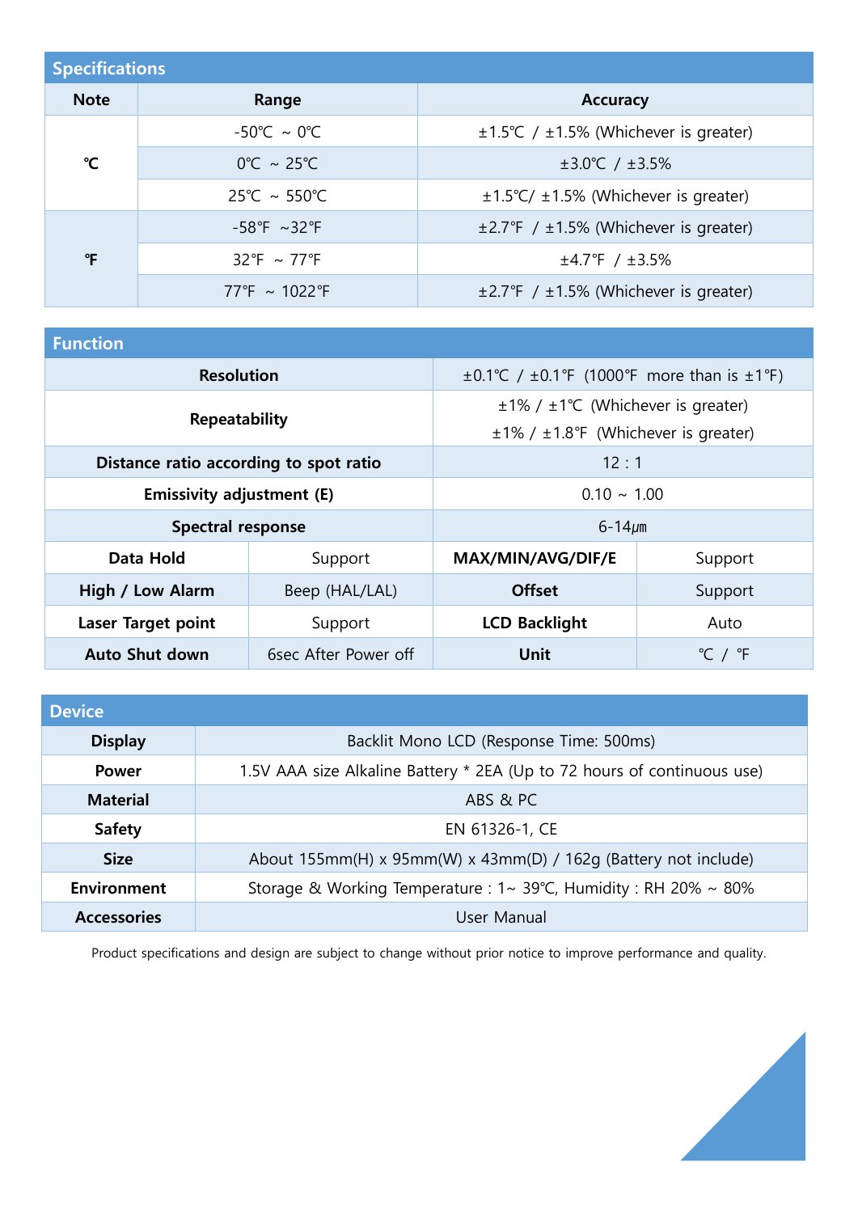## Specifications

| Note | Range | Accuracy |
|---|---|---|
| ℃ | -50℃ ~ 0℃ | ±1.5℃ / ±1.5% (Whichever is greater) |
| | 0℃ ~ 25℃ | ±3.0℃ / ±3.5% |
| | 25℃ ~ 550℃ | ±1.5℃/ ±1.5% (Whichever is greater) |
| ℉ | -58℉ ~32℉ | ±2.7℉ / ±1.5% (Whichever is greater) |
| | 32℉ ~ 77℉ | ±4.7℉ / ±3.5% |
| | 77℉ ~ 1022℉ | ±2.7℉ / ±1.5% (Whichever is greater) |

## Function

| | | | |
|---|---|---|---|
| **Resolution** | | ±0.1℃ / ±0.1℉ (1000℉ more than is ±1℉) | |
| **Repeatability** | | ±1% / ±1℃ (Whichever is greater)<br>±1% / ±1.8℉ (Whichever is greater) | |
| **Distance ratio according to spot ratio** | | 12 : 1 | |
| **Emissivity adjustment (E)** | | 0.10 ~ 1.00 | |
| **Spectral response** | | 6-14㎛ | |
| **Data Hold** | Support | **MAX/MIN/AVG/DIF/E** | Support |
| **High / Low Alarm** | Beep (HAL/LAL) | **Offset** | Support |
| **Laser Target point** | Support | **LCD Backlight** | Auto |
| **Auto Shut down** | 6sec After Power off | **Unit** | ℃ / ℉ |

## Device

| | |
|---|---|
| **Display** | Backlit Mono LCD (Response Time: 500ms) |
| **Power** | 1.5V AAA size Alkaline Battery * 2EA (Up to 72 hours of continuous use) |
| **Material** | ABS & PC |
| **Safety** | EN 61326-1, CE |
| **Size** | About 155mm(H) x 95mm(W) x 43mm(D) / 162g (Battery not include) |
| **Environment** | Storage & Working Temperature : 1~ 39℃, Humidity : RH 20% ~ 80% |
| **Accessories** | User Manual |

Product specifications and design are subject to change without prior notice to improve performance and quality.